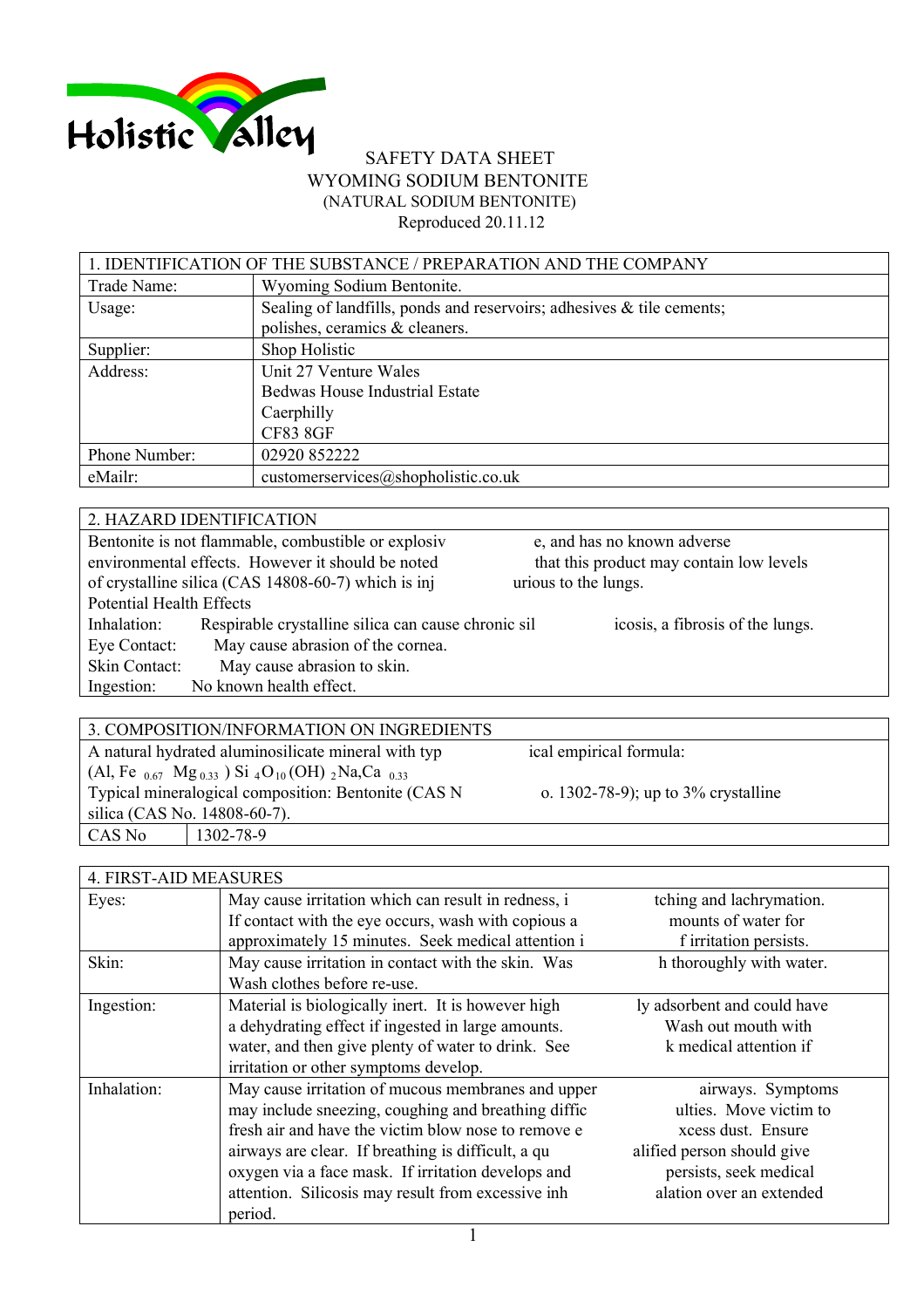# SAFETY DATA SHEET

## WYOMING SODIUM BENTONITE

(NATURAL SODIUM BENTONITE)

Reproduced 20.11.12

| 1. IDENTIFICATION OF THE SUBSTANCE / PREPARATION AND THE COMPANY | |
|---|---|
| Trade Name: | Wyoming Sodium Bentonite. |
| Usage: | Sealing of landfills, ponds and reservoirs; adhesives & tile cements; polishes, ceramics & cleaners. |
| Supplier: | Shop Holistic |
| Address: | Unit 27 Venture Wales<br>Bedwas House Industrial Estate<br>Caerphilly<br>CF83 8GF |
| Phone Number: | 02920 852222 |
| eMailr: | customerservices@shopholistic.co.uk |

## 2. HAZARD IDENTIFICATION

Bentonite is not flammable, combustible or explosive, and has no known adverse environmental effects. However it should be noted that this product may contain low levels of crystalline silica (CAS 14808-60-7) which is injurious to the lungs.

Potential Health Effects

Inhalation: Respirable crystalline silica can cause chronic silicosis, a fibrosis of the lungs.

Eye Contact: May cause abrasion of the cornea.

Skin Contact: May cause abrasion to skin.

Ingestion: No known health effect.

## 3. COMPOSITION/INFORMATION ON INGREDIENTS

A natural hydrated aluminosilicate mineral with typical empirical formula:

$(Al, Fe_{0.67}\ Mg_{0.33})\ Si_4O_{10}(OH)_2Na,Ca_{0.33}$

Typical mineralogical composition: Bentonite (CAS No. 1302-78-9); up to 3% crystalline silica (CAS No. 14808-60-7).

| CAS No | 1302-78-9 |
|---|---|

| 4. FIRST-AID MEASURES | |
|---|---|
| Eyes: | May cause irritation which can result in redness, itching and lachrymation. If contact with the eye occurs, wash with copious amounts of water for approximately 15 minutes. Seek medical attention if irritation persists. |
| Skin: | May cause irritation in contact with the skin. Wash thoroughly with water. Wash clothes before re-use. |
| Ingestion: | Material is biologically inert. It is however highly adsorbent and could have a dehydrating effect if ingested in large amounts. Wash out mouth with water, and then give plenty of water to drink. Seek medical attention if irritation or other symptoms develop. |
| Inhalation: | May cause irritation of mucous membranes and upper airways. Symptoms may include sneezing, coughing and breathing difficulties. Move victim to fresh air and have the victim blow nose to remove excess dust. Ensure airways are clear. If breathing is difficult, a qualified person should give oxygen via a face mask. If irritation develops and persists, seek medical attention. Silicosis may result from excessive inhalation over an extended period. |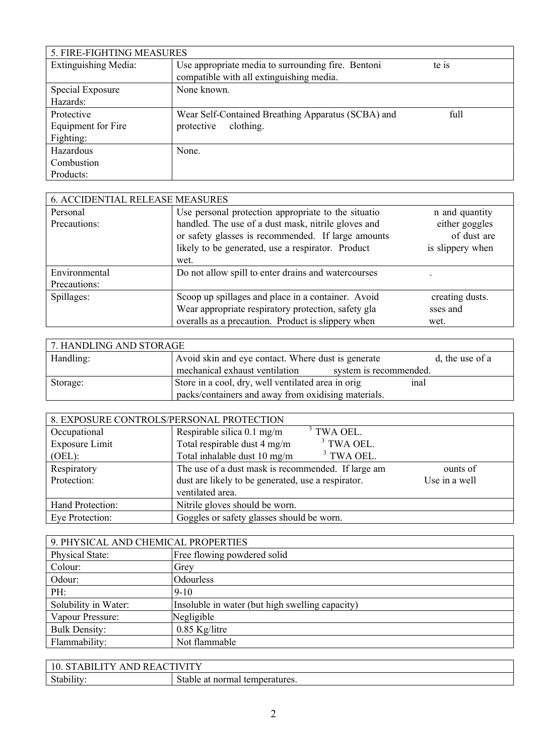| 5. FIRE-FIGHTING MEASURES | |
|---|---|
| Extinguishing Media: | Use appropriate media to surrounding fire. Bentonite is compatible with all extinguishing media. |
| Special Exposure Hazards: | None known. |
| Protective Equipment for Fire Fighting: | Wear Self-Contained Breathing Apparatus (SCBA) and full protective clothing. |
| Hazardous Combustion Products: | None. |

| 6. ACCIDENTIAL RELEASE MEASURES | |
|---|---|
| Personal Precautions: | Use personal protection appropriate to the situation and quantity handled. The use of a dust mask, nitrile gloves and either goggles or safety glasses is recommended. If large amounts of dust are likely to be generated, use a respirator. Product is slippery when wet. |
| Environmental Precautions: | Do not allow spill to enter drains and watercourses. |
| Spillages: | Scoop up spillages and place in a container. Avoid creating dusts. Wear appropriate respiratory protection, safety glasses and overalls as a precaution. Product is slippery when wet. |

| 7. HANDLING AND STORAGE | |
|---|---|
| Handling: | Avoid skin and eye contact. Where dust is generated, the use of a mechanical exhaust ventilation system is recommended. |
| Storage: | Store in a cool, dry, well ventilated area in original packs/containers and away from oxidising materials. |

| 8. EXPOSURE CONTROLS/PERSONAL PROTECTION | |
|---|---|
| Occupational Exposure Limit (OEL): | Respirable silica 0.1 $mg/m^3$ TWA OEL.<br>Total respirable dust 4 $mg/m^3$ TWA OEL.<br>Total inhalable dust 10 $mg/m^3$ TWA OEL. |
| Respiratory Protection: | The use of a dust mask is recommended. If large amounts of dust are likely to be generated, use a respirator. Use in a well ventilated area. |
| Hand Protection: | Nitrile gloves should be worn. |
| Eye Protection: | Goggles or safety glasses should be worn. |

| 9. PHYSICAL AND CHEMICAL PROPERTIES | |
|---|---|
| Physical State: | Free flowing powdered solid |
| Colour: | Grey |
| Odour: | Odourless |
| PH: | 9-10 |
| Solubility in Water: | Insoluble in water (but high swelling capacity) |
| Vapour Pressure: | Negligible |
| Bulk Density: | 0.85 Kg/litre |
| Flammability: | Not flammable |

| 10. STABILITY AND REACTIVITY | |
|---|---|
| Stability: | Stable at normal temperatures. |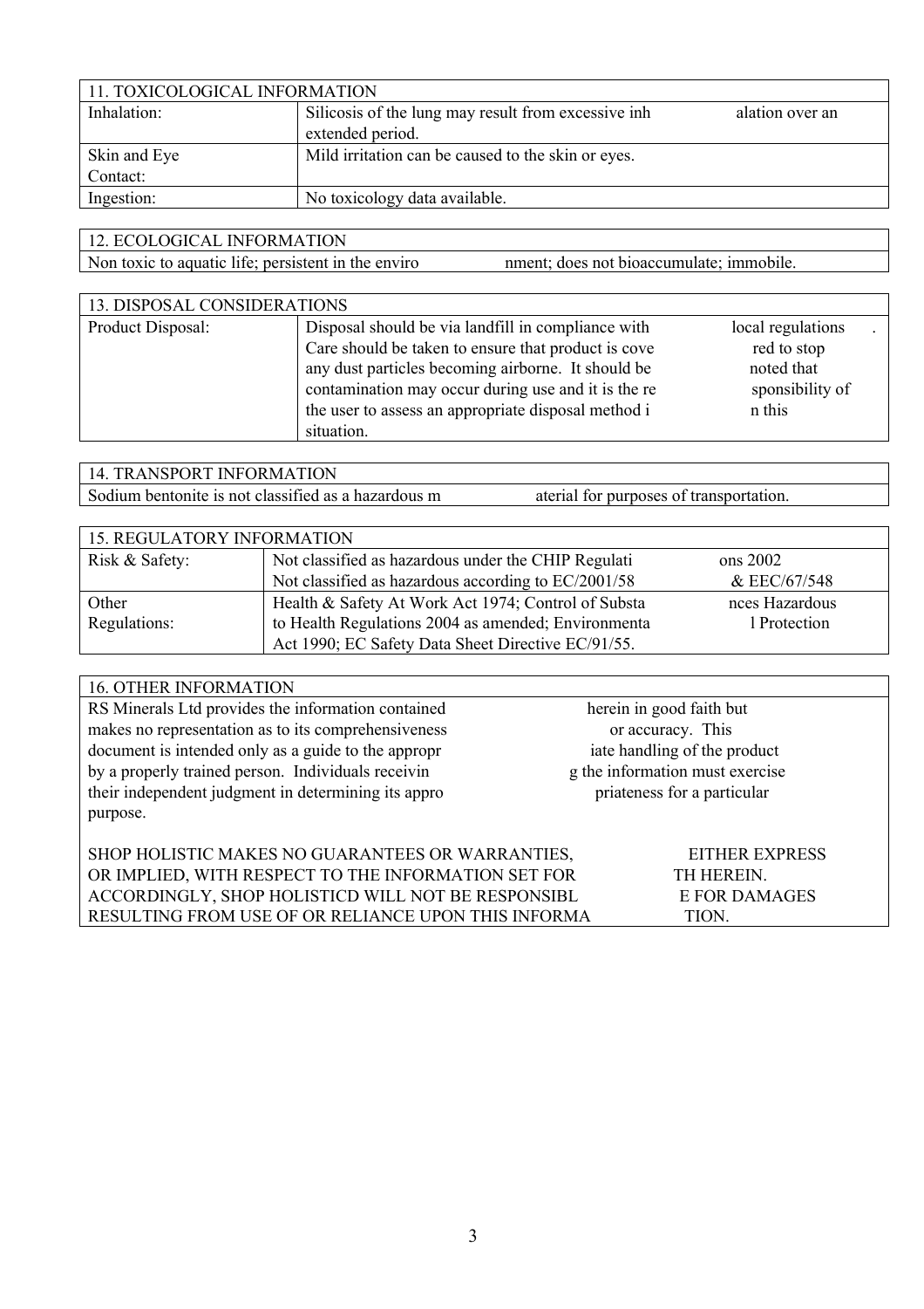| 11. TOXICOLOGICAL INFORMATION | |
| --- | --- |
| Inhalation: | Silicosis of the lung may result from excessive inhalation over an extended period. |
| Skin and Eye Contact: | Mild irritation can be caused to the skin or eyes. |
| Ingestion: | No toxicology data available. |

| 12. ECOLOGICAL INFORMATION |
| --- |
| Non toxic to aquatic life; persistent in the environment; does not bioaccumulate; immobile. |

| 13. DISPOSAL CONSIDERATIONS | |
| --- | --- |
| Product Disposal: | Disposal should be via landfill in compliance with local regulations. Care should be taken to ensure that product is covered to stop any dust particles becoming airborne. It should be noted that contamination may occur during use and it is the responsibility of the user to assess an appropriate disposal method in this situation. |

| 14. TRANSPORT INFORMATION |
| --- |
| Sodium bentonite is not classified as a hazardous material for purposes of transportation. |

| 15. REGULATORY INFORMATION | |
| --- | --- |
| Risk & Safety: | Not classified as hazardous under the CHIP Regulations 2002<br>Not classified as hazardous according to EC/2001/58 & EEC/67/548 |
| Other Regulations: | Health & Safety At Work Act 1974; Control of Substances Hazardous to Health Regulations 2004 as amended; Environmental Protection Act 1990; EC Safety Data Sheet Directive EC/91/55. |

| 16. OTHER INFORMATION |
| --- |
| RS Minerals Ltd provides the information contained herein in good faith but makes no representation as to its comprehensiveness or accuracy. This document is intended only as a guide to the appropriate handling of the product by a properly trained person. Individuals receiving the information must exercise their independent judgment in determining its appropriateness for a particular purpose.<br><br>SHOP HOLISTIC MAKES NO GUARANTEES OR WARRANTIES, EITHER EXPRESS OR IMPLIED, WITH RESPECT TO THE INFORMATION SET FORTH HEREIN. ACCORDINGLY, SHOP HOLISTICD WILL NOT BE RESPONSIBLE FOR DAMAGES RESULTING FROM USE OF OR RELIANCE UPON THIS INFORMATION. |